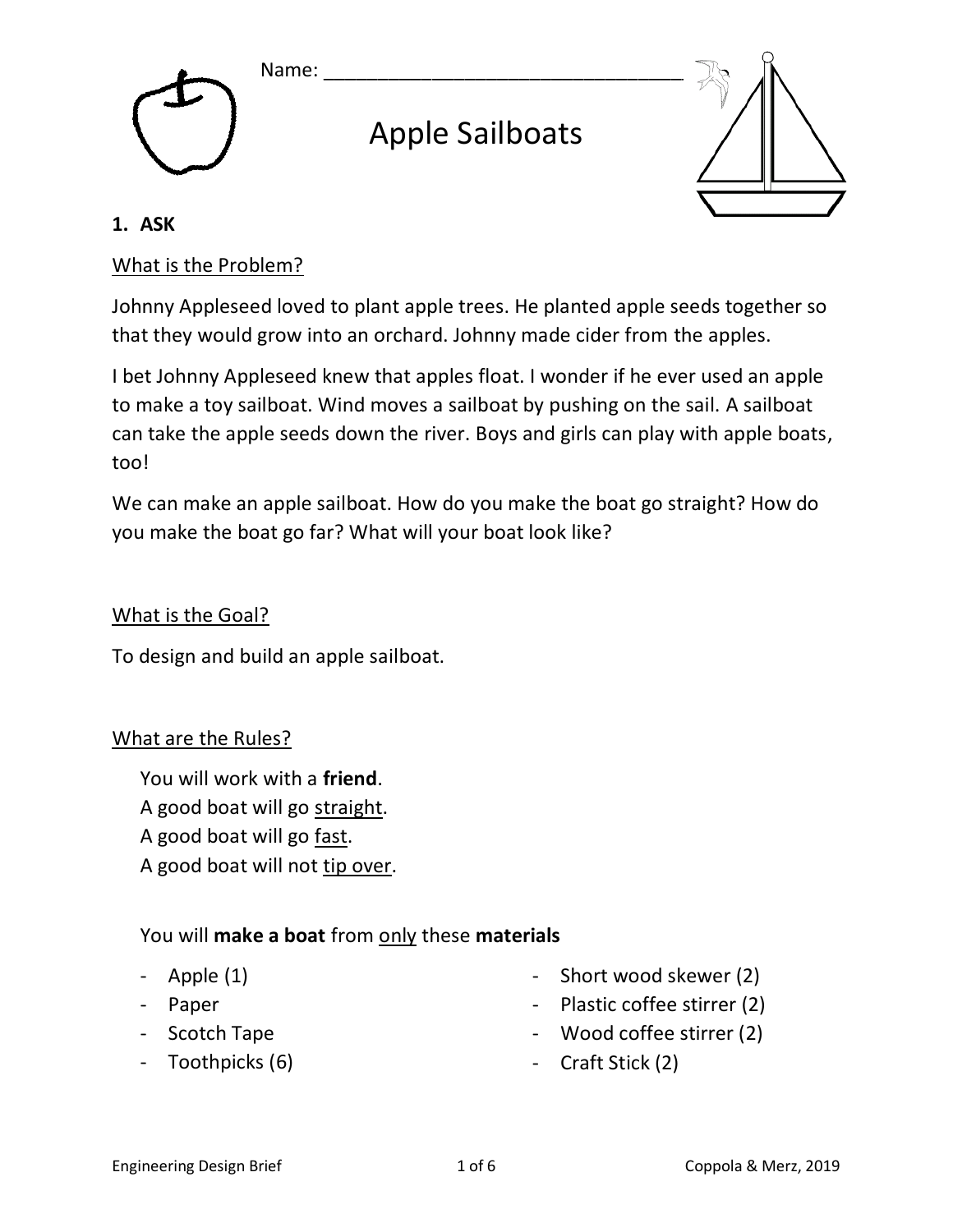Name: ________________________________

# Apple Sailboats

**1. ASK**

What is the Problem?

Johnny Appleseed loved to plant apple trees. He planted apple seeds together so that they would grow into an orchard. Johnny made cider from the apples.

I bet Johnny Appleseed knew that apples float. I wonder if he ever used an apple to make a toy sailboat. Wind moves a sailboat by pushing on the sail. A sailboat can take the apple seeds down the river. Boys and girls can play with apple boats, too!

We can make an apple sailboat. How do you make the boat go straight? How do you make the boat go far? What will your boat look like?

What is the Goal?

To design and build an apple sailboat.

What are the Rules?

You will work with a **friend**.
A good boat will go straight.
A good boat will go fast.
A good boat will not tip over.

You will **make a boat** from only these **materials**

- Apple (1)
- Paper
- Scotch Tape
- Toothpicks (6)
- Short wood skewer (2)
- Plastic coffee stirrer (2)
- Wood coffee stirrer (2)
- Craft Stick (2)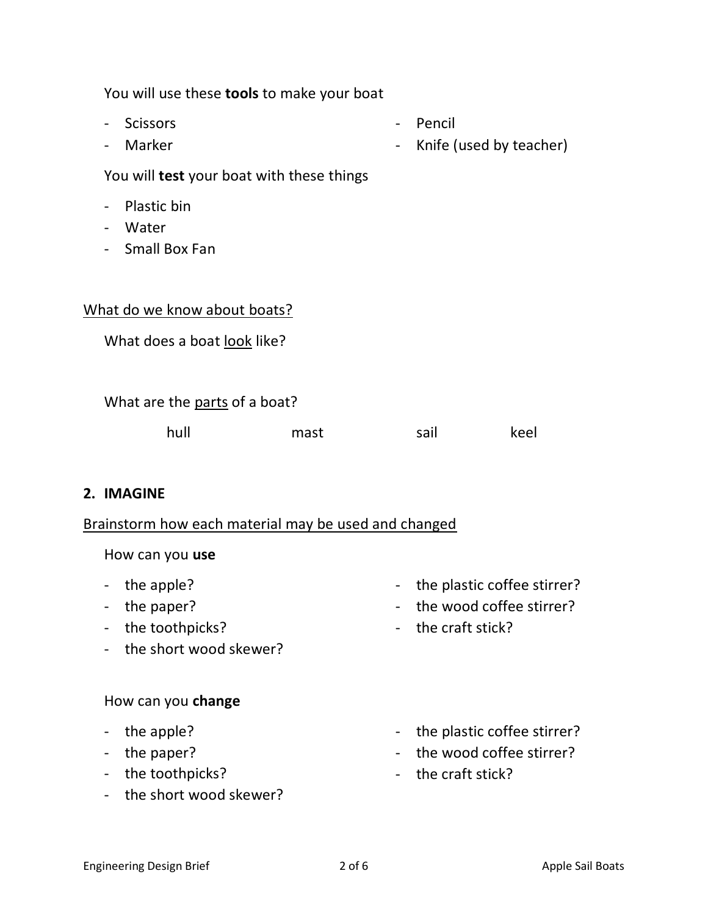You will use these **tools** to make your boat

- Scissors
- Marker
- Pencil
- Knife (used by teacher)

You will **test** your boat with these things

- Plastic bin
- Water
- Small Box Fan

<u>What do we know about boats?</u>

What does a boat <u>look</u> like?

What are the <u>parts</u> of a boat?

hull mast sail keel

## 2. IMAGINE

<u>Brainstorm how each material may be used and changed</u>

How can you **use**

- the apple?
- the paper?
- the toothpicks?
- the short wood skewer?
- the plastic coffee stirrer?
- the wood coffee stirrer?
- the craft stick?

How can you **change**

- the apple?
- the paper?
- the toothpicks?
- the short wood skewer?
- the plastic coffee stirrer?
- the wood coffee stirrer?
- the craft stick?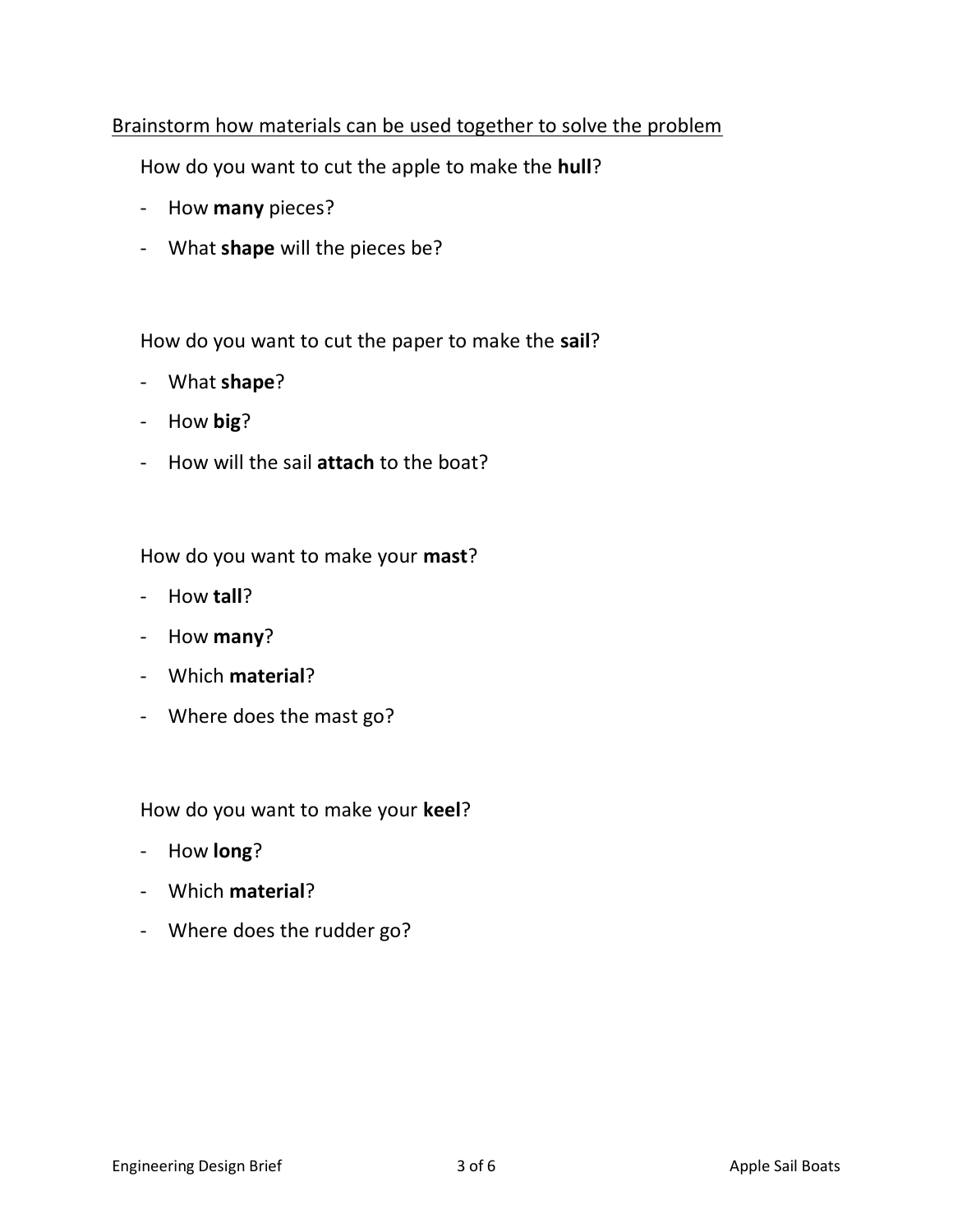<u>Brainstorm how materials can be used together to solve the problem</u>

How do you want to cut the apple to make the **hull**?

- How **many** pieces?
- What **shape** will the pieces be?

How do you want to cut the paper to make the **sail**?

- What **shape**?
- How **big**?
- How will the sail **attach** to the boat?

How do you want to make your **mast**?

- How **tall**?
- How **many**?
- Which **material**?
- Where does the mast go?

How do you want to make your **keel**?

- How **long**?
- Which **material**?
- Where does the rudder go?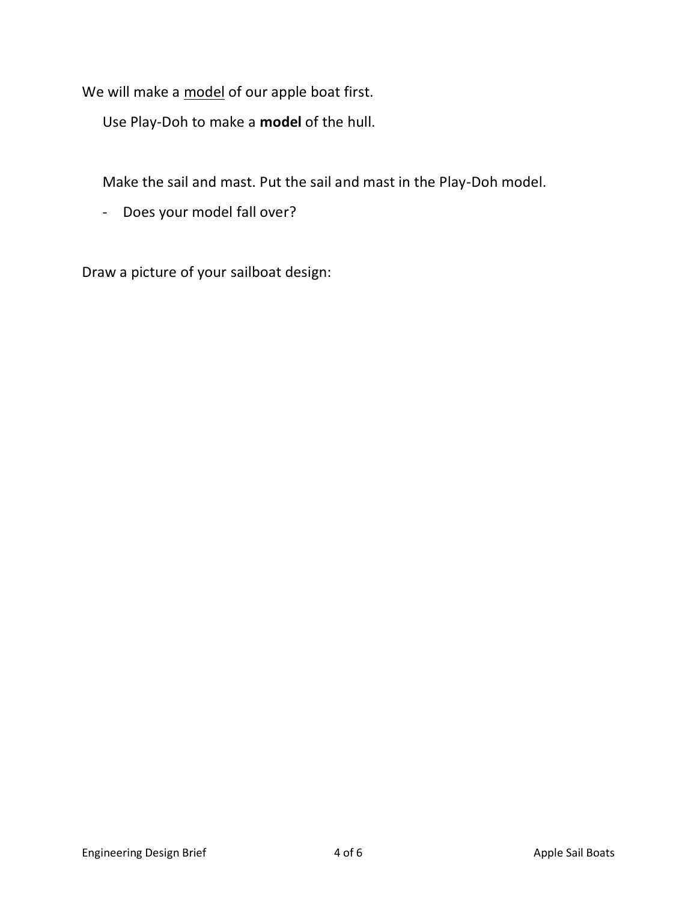We will make a <u>model</u> of our apple boat first.

Use Play-Doh to make a **model** of the hull.

Make the sail and mast. Put the sail and mast in the Play-Doh model.

- Does your model fall over?

Draw a picture of your sailboat design: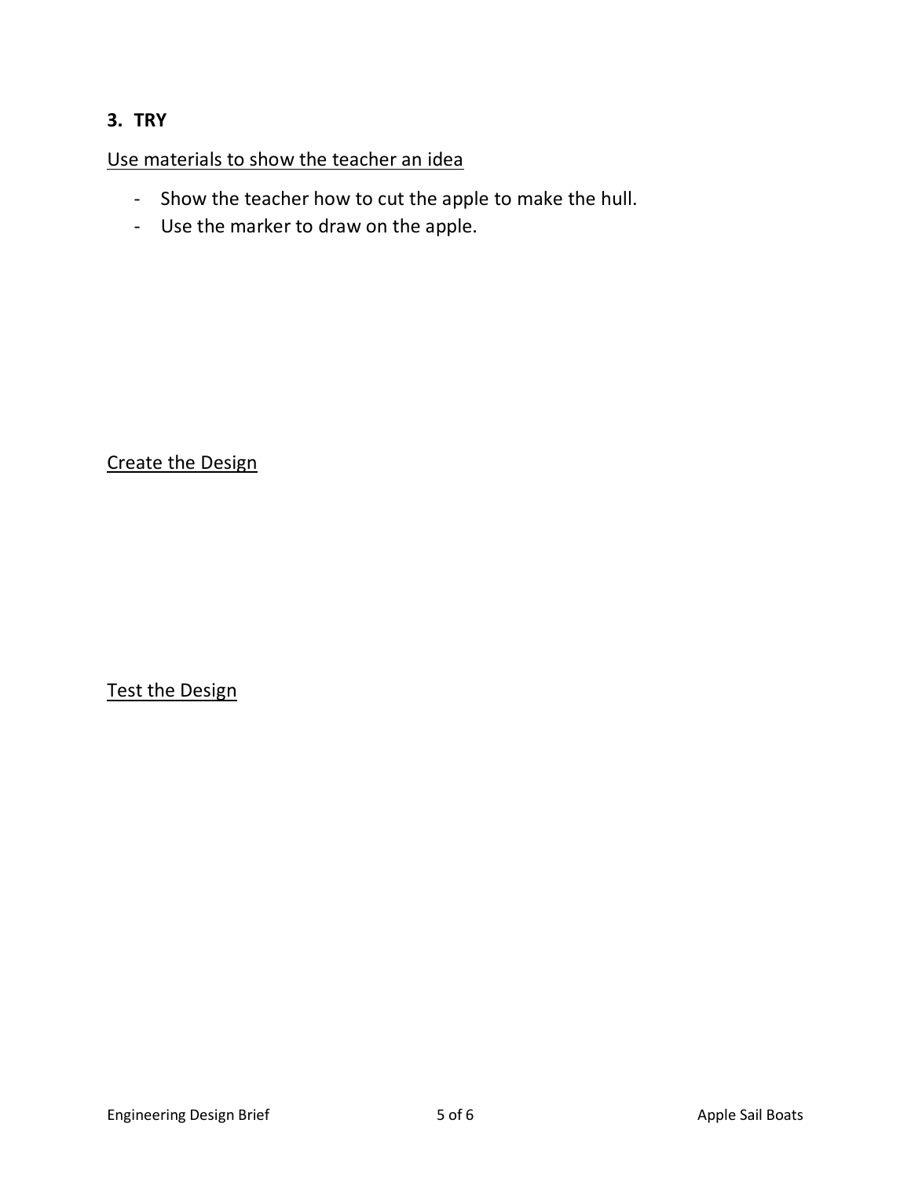## 3. TRY

Use materials to show the teacher an idea

- Show the teacher how to cut the apple to make the hull.
- Use the marker to draw on the apple.

Create the Design

Test the Design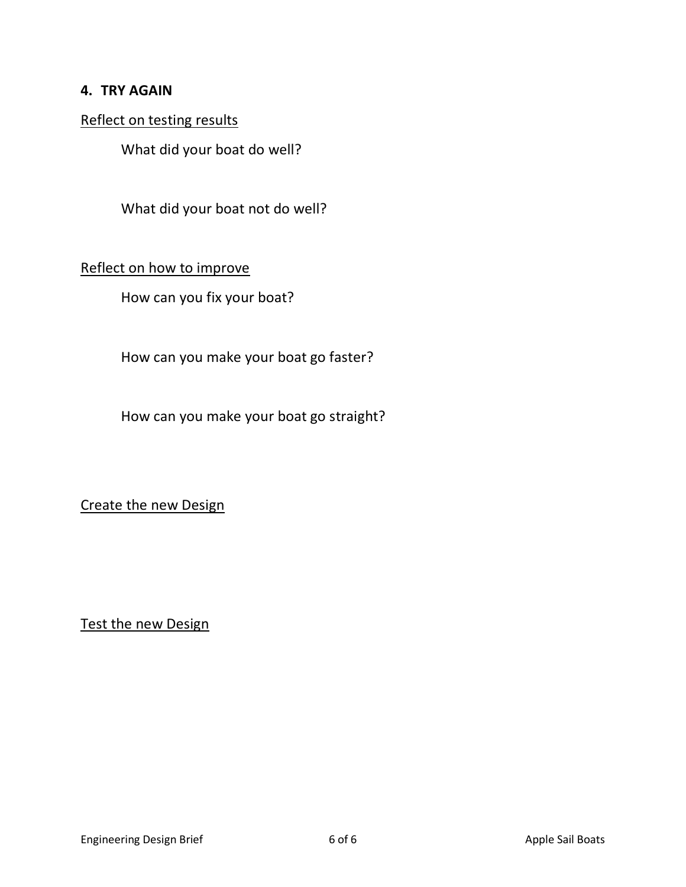## 4. TRY AGAIN

<u>Reflect on testing results</u>

What did your boat do well?

What did your boat not do well?

<u>Reflect on how to improve</u>

How can you fix your boat?

How can you make your boat go faster?

How can you make your boat go straight?

<u>Create the new Design</u>

<u>Test the new Design</u>